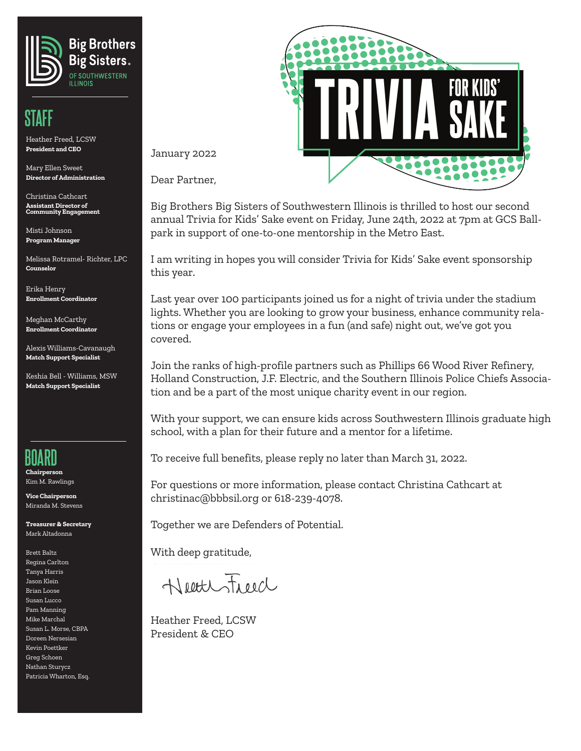Big Brothers Big Sisters
OF SOUTHWESTERN ILLINOIS

## STAFF

Heather Freed, LCSW
**President and CEO**

Mary Ellen Sweet
**Director of Administration**

Christina Cathcart
**Assistant Director of Community Engagement**

Misti Johnson
**Program Manager**

Melissa Rotramel- Richter, LPC
**Counselor**

Erika Henry
**Enrollment Coordinator**

Meghan McCarthy
**Enrollment Coordinator**

Alexis Williams-Cavanaugh
**Match Support Specialist**

Keshia Bell - Williams, MSW
**Match Support Specialist**

## BOARD

**Chairperson**
Kim M. Rawlings

**Vice Chairperson**
Miranda M. Stevens

**Treasurer & Secretary**
Mark Altadonna

Brett Baltz
Regina Carlton
Tanya Harris
Jason Klein
Brian Loose
Susan Lucco
Pam Manning
Mike Marchal
Susan L. Morse, CBPA
Doreen Nersesian
Kevin Poettker
Greg Schoen
Nathan Sturycz
Patricia Wharton, Esq.

# TRIVIA FOR KIDS' SAKE

January 2022

Dear Partner,

Big Brothers Big Sisters of Southwestern Illinois is thrilled to host our second annual Trivia for Kids' Sake event on Friday, June 24th, 2022 at 7pm at GCS Ballpark in support of one-to-one mentorship in the Metro East.

I am writing in hopes you will consider Trivia for Kids' Sake event sponsorship this year.

Last year over 100 participants joined us for a night of trivia under the stadium lights. Whether you are looking to grow your business, enhance community relations or engage your employees in a fun (and safe) night out, we've got you covered.

Join the ranks of high-profile partners such as Phillips 66 Wood River Refinery, Holland Construction, J.F. Electric, and the Southern Illinois Police Chiefs Association and be a part of the most unique charity event in our region.

With your support, we can ensure kids across Southwestern Illinois graduate high school, with a plan for their future and a mentor for a lifetime.

To receive full benefits, please reply no later than March 31, 2022.

For questions or more information, please contact Christina Cathcart at christinac@bbbsil.org or 618-239-4078.

Together we are Defenders of Potential.

With deep gratitude,

Heather Freed

Heather Freed, LCSW
President & CEO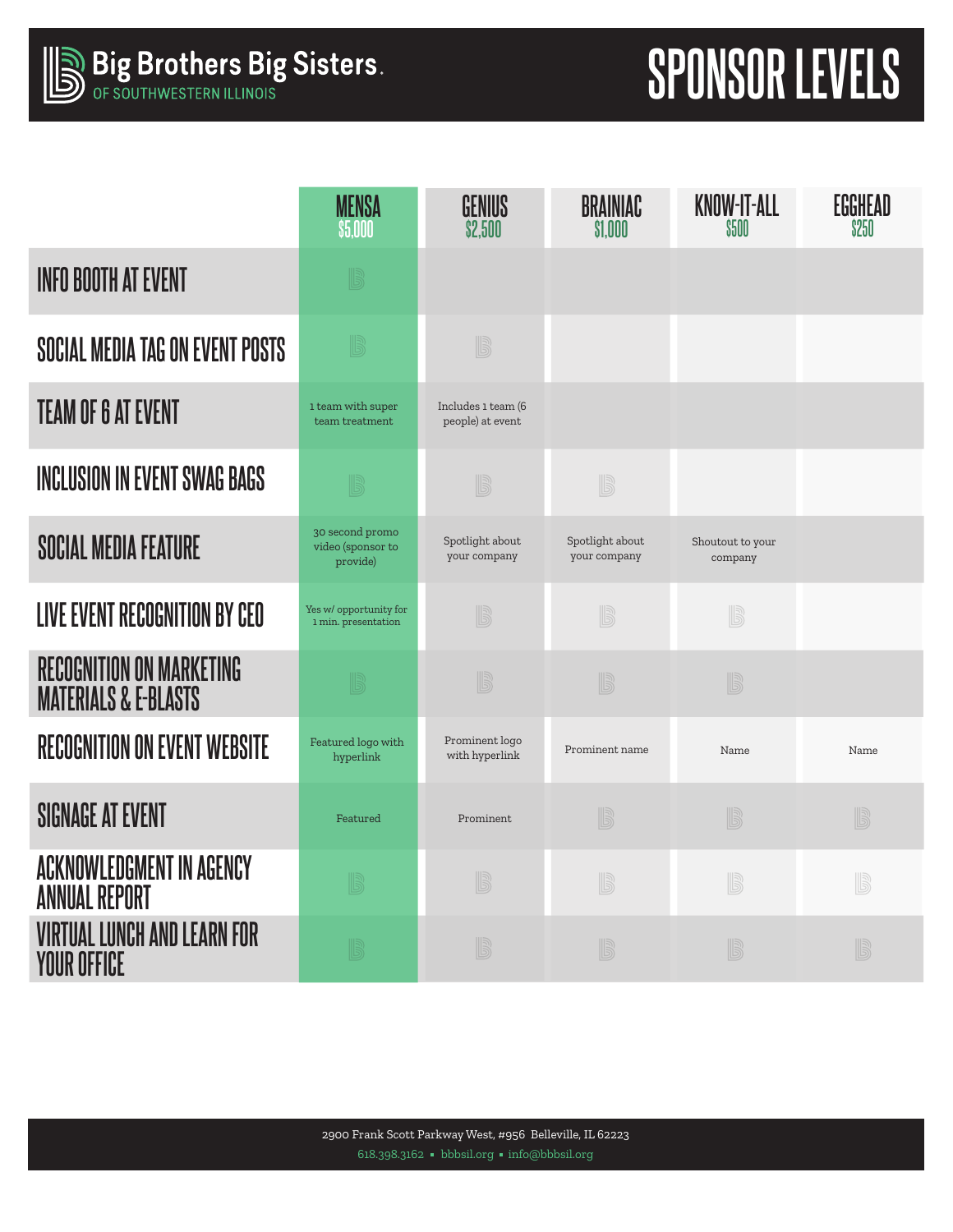# Big Brothers Big Sisters of Southwestern Illinois

# SPONSOR LEVELS

| | MENSA $5,000 | GENIUS $2,500 | BRAINIAC $1,000 | KNOW-IT-ALL $500 | EGGHEAD $250 |
|---|---|---|---|---|---|
| INFO BOOTH AT EVENT | ✓ | | | | |
| SOCIAL MEDIA TAG ON EVENT POSTS | ✓ | ✓ | | | |
| TEAM OF 6 AT EVENT | 1 team with super team treatment | Includes 1 team (6 people) at event | | | |
| INCLUSION IN EVENT SWAG BAGS | ✓ | ✓ | ✓ | | |
| SOCIAL MEDIA FEATURE | 30 second promo video (sponsor to provide) | Spotlight about your company | Spotlight about your company | Shoutout to your company | |
| LIVE EVENT RECOGNITION BY CEO | Yes w/ opportunity for 1 min. presentation | ✓ | ✓ | ✓ | |
| RECOGNITION ON MARKETING MATERIALS & E-BLASTS | ✓ | ✓ | ✓ | ✓ | |
| RECOGNITION ON EVENT WEBSITE | Featured logo with hyperlink | Prominent logo with hyperlink | Prominent name | Name | Name |
| SIGNAGE AT EVENT | Featured | Prominent | ✓ | ✓ | ✓ |
| ACKNOWLEDGMENT IN AGENCY ANNUAL REPORT | ✓ | ✓ | ✓ | ✓ | ✓ |
| VIRTUAL LUNCH AND LEARN FOR YOUR OFFICE | ✓ | ✓ | ✓ | ✓ | ✓ |

2900 Frank Scott Parkway West, #956 Belleville, IL 62223

618.398.3162 ▪ bbbsil.org ▪ info@bbbsil.org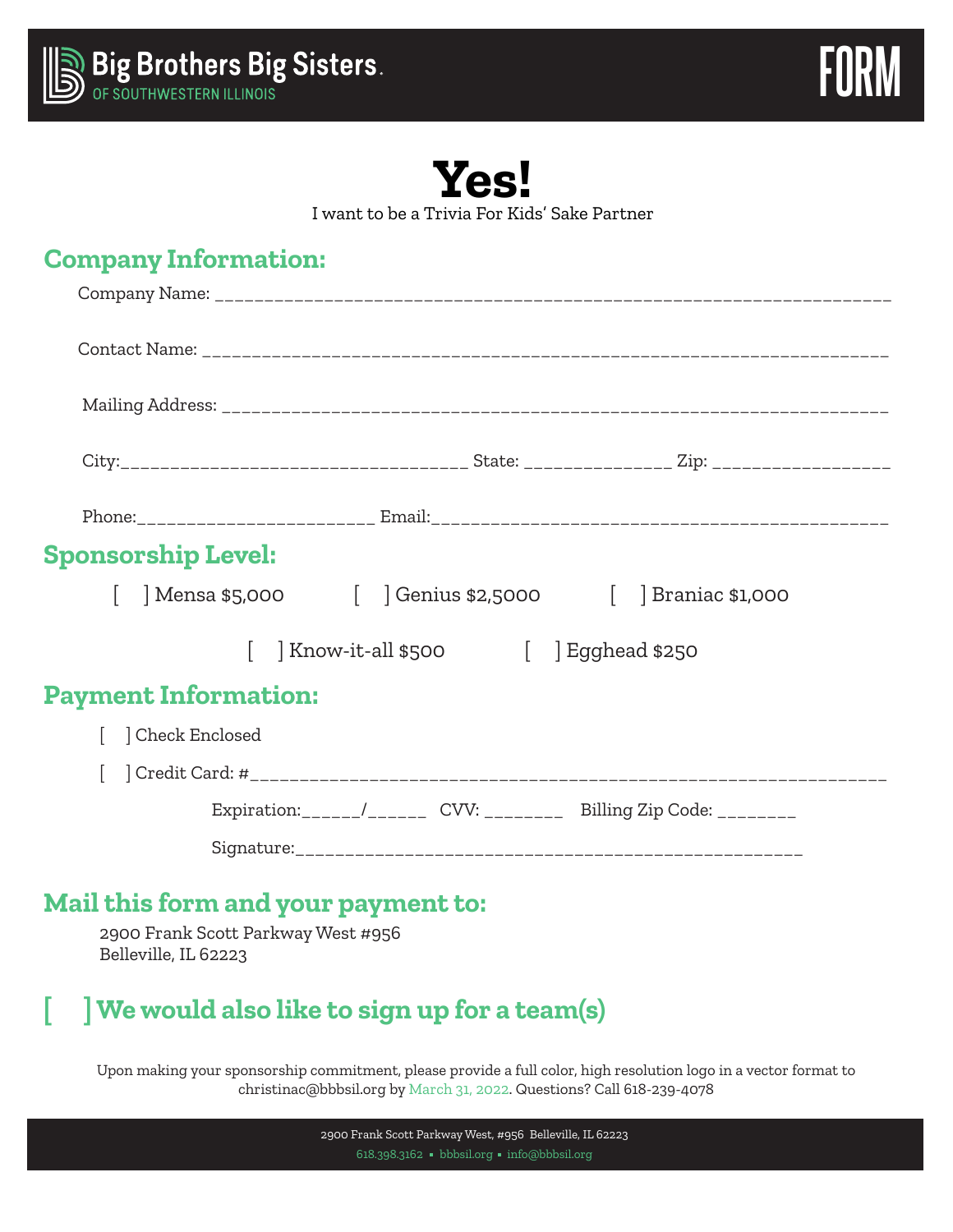Big Brothers Big Sisters.
OF SOUTHWESTERN ILLINOIS

FORM

# Yes!

I want to be a Trivia For Kids' Sake Partner

## Company Information:

Company Name: ______________________________________________________________________

Contact Name: ______________________________________________________________________

Mailing Address: ____________________________________________________________________

City:___________________________________ State: _______________ Zip: __________________

Phone:________________________ Email:_______________________________________________

## Sponsorship Level:

[ ] Mensa $5,000 [ ] Genius $2,5000 [ ] Braniac $1,000

[ ] Know-it-all $500 [ ] Egghead $250

## Payment Information:

[ ] Check Enclosed

[ ] Credit Card: #_______________________________________________________________

Expiration:______/______ CVV: ________ Billing Zip Code: ________

Signature:____________________________________________________

## Mail this form and your payment to:

2900 Frank Scott Parkway West #956
Belleville, IL 62223

## [ ] We would also like to sign up for a team(s)

Upon making your sponsorship commitment, please provide a full color, high resolution logo in a vector format to christinac@bbbsil.org by March 31, 2022. Questions? Call 618-239-4078

2900 Frank Scott Parkway West, #956 Belleville, IL 62223
618.398.3162 ▪ bbbsil.org ▪ info@bbbsil.org